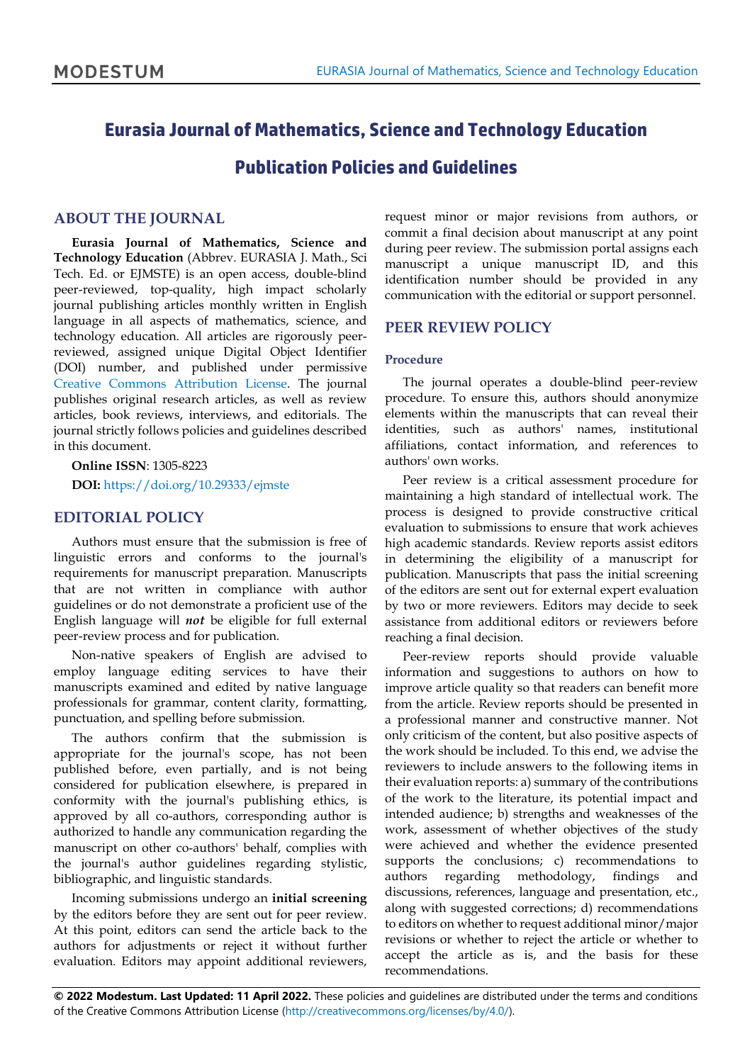# Eurasia Journal of Mathematics, Science and Technology Education

# Publication Policies and Guidelines

## ABOUT THE JOURNAL

**Eurasia Journal of Mathematics, Science and Technology Education** (Abbrev. EURASIA J. Math., Sci Tech. Ed. or EJMSTE) is an open access, double-blind peer-reviewed, top-quality, high impact scholarly journal publishing articles monthly written in English language in all aspects of mathematics, science, and technology education. All articles are rigorously peer-reviewed, assigned unique Digital Object Identifier (DOI) number, and published under permissive Creative Commons Attribution License. The journal publishes original research articles, as well as review articles, book reviews, interviews, and editorials. The journal strictly follows policies and guidelines described in this document.

**Online ISSN**: 1305-8223

**DOI:** https://doi.org/10.29333/ejmste

## EDITORIAL POLICY

Authors must ensure that the submission is free of linguistic errors and conforms to the journal's requirements for manuscript preparation. Manuscripts that are not written in compliance with author guidelines or do not demonstrate a proficient use of the English language will ***not*** be eligible for full external peer-review process and for publication.

Non-native speakers of English are advised to employ language editing services to have their manuscripts examined and edited by native language professionals for grammar, content clarity, formatting, punctuation, and spelling before submission.

The authors confirm that the submission is appropriate for the journal's scope, has not been published before, even partially, and is not being considered for publication elsewhere, is prepared in conformity with the journal's publishing ethics, is approved by all co-authors, corresponding author is authorized to handle any communication regarding the manuscript on other co-authors' behalf, complies with the journal's author guidelines regarding stylistic, bibliographic, and linguistic standards.

Incoming submissions undergo an **initial screening** by the editors before they are sent out for peer review. At this point, editors can send the article back to the authors for adjustments or reject it without further evaluation. Editors may appoint additional reviewers, request minor or major revisions from authors, or commit a final decision about manuscript at any point during peer review. The submission portal assigns each manuscript a unique manuscript ID, and this identification number should be provided in any communication with the editorial or support personnel.

## PEER REVIEW POLICY

### Procedure

The journal operates a double-blind peer-review procedure. To ensure this, authors should anonymize elements within the manuscripts that can reveal their identities, such as authors' names, institutional affiliations, contact information, and references to authors' own works.

Peer review is a critical assessment procedure for maintaining a high standard of intellectual work. The process is designed to provide constructive critical evaluation to submissions to ensure that work achieves high academic standards. Review reports assist editors in determining the eligibility of a manuscript for publication. Manuscripts that pass the initial screening of the editors are sent out for external expert evaluation by two or more reviewers. Editors may decide to seek assistance from additional editors or reviewers before reaching a final decision.

Peer-review reports should provide valuable information and suggestions to authors on how to improve article quality so that readers can benefit more from the article. Review reports should be presented in a professional manner and constructive manner. Not only criticism of the content, but also positive aspects of the work should be included. To this end, we advise the reviewers to include answers to the following items in their evaluation reports: a) summary of the contributions of the work to the literature, its potential impact and intended audience; b) strengths and weaknesses of the work, assessment of whether objectives of the study were achieved and whether the evidence presented supports the conclusions; c) recommendations to authors regarding methodology, findings and discussions, references, language and presentation, etc., along with suggested corrections; d) recommendations to editors on whether to request additional minor/major revisions or whether to reject the article or whether to accept the article as is, and the basis for these recommendations.

**© 2022 Modestum. Last Updated: 11 April 2022.** These policies and guidelines are distributed under the terms and conditions of the Creative Commons Attribution License (http://creativecommons.org/licenses/by/4.0/).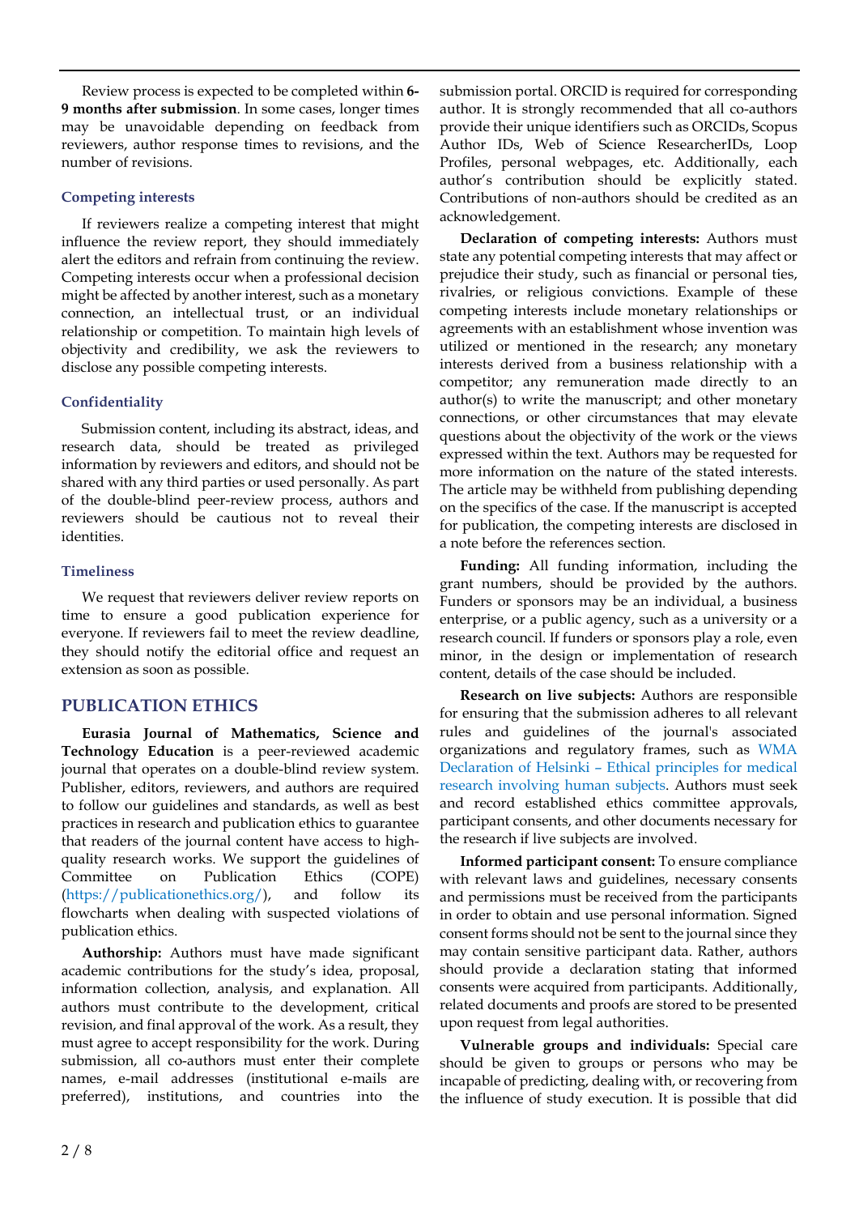Review process is expected to be completed within **6-9 months after submission**. In some cases, longer times may be unavoidable depending on feedback from reviewers, author response times to revisions, and the number of revisions.

### Competing interests

If reviewers realize a competing interest that might influence the review report, they should immediately alert the editors and refrain from continuing the review. Competing interests occur when a professional decision might be affected by another interest, such as a monetary connection, an intellectual trust, or an individual relationship or competition. To maintain high levels of objectivity and credibility, we ask the reviewers to disclose any possible competing interests.

### Confidentiality

Submission content, including its abstract, ideas, and research data, should be treated as privileged information by reviewers and editors, and should not be shared with any third parties or used personally. As part of the double-blind peer-review process, authors and reviewers should be cautious not to reveal their identities.

### Timeliness

We request that reviewers deliver review reports on time to ensure a good publication experience for everyone. If reviewers fail to meet the review deadline, they should notify the editorial office and request an extension as soon as possible.

## PUBLICATION ETHICS

**Eurasia Journal of Mathematics, Science and Technology Education** is a peer-reviewed academic journal that operates on a double-blind review system. Publisher, editors, reviewers, and authors are required to follow our guidelines and standards, as well as best practices in research and publication ethics to guarantee that readers of the journal content have access to high-quality research works. We support the guidelines of Committee on Publication Ethics (COPE) (https://publicationethics.org/), and follow its flowcharts when dealing with suspected violations of publication ethics.

**Authorship:** Authors must have made significant academic contributions for the study's idea, proposal, information collection, analysis, and explanation. All authors must contribute to the development, critical revision, and final approval of the work. As a result, they must agree to accept responsibility for the work. During submission, all co-authors must enter their complete names, e-mail addresses (institutional e-mails are preferred), institutions, and countries into the submission portal. ORCID is required for corresponding author. It is strongly recommended that all co-authors provide their unique identifiers such as ORCIDs, Scopus Author IDs, Web of Science ResearcherIDs, Loop Profiles, personal webpages, etc. Additionally, each author's contribution should be explicitly stated. Contributions of non-authors should be credited as an acknowledgement.

**Declaration of competing interests:** Authors must state any potential competing interests that may affect or prejudice their study, such as financial or personal ties, rivalries, or religious convictions. Example of these competing interests include monetary relationships or agreements with an establishment whose invention was utilized or mentioned in the research; any monetary interests derived from a business relationship with a competitor; any remuneration made directly to an author(s) to write the manuscript; and other monetary connections, or other circumstances that may elevate questions about the objectivity of the work or the views expressed within the text. Authors may be requested for more information on the nature of the stated interests. The article may be withheld from publishing depending on the specifics of the case. If the manuscript is accepted for publication, the competing interests are disclosed in a note before the references section.

**Funding:** All funding information, including the grant numbers, should be provided by the authors. Funders or sponsors may be an individual, a business enterprise, or a public agency, such as a university or a research council. If funders or sponsors play a role, even minor, in the design or implementation of research content, details of the case should be included.

**Research on live subjects:** Authors are responsible for ensuring that the submission adheres to all relevant rules and guidelines of the journal's associated organizations and regulatory frames, such as WMA Declaration of Helsinki – Ethical principles for medical research involving human subjects. Authors must seek and record established ethics committee approvals, participant consents, and other documents necessary for the research if live subjects are involved.

**Informed participant consent:** To ensure compliance with relevant laws and guidelines, necessary consents and permissions must be received from the participants in order to obtain and use personal information. Signed consent forms should not be sent to the journal since they may contain sensitive participant data. Rather, authors should provide a declaration stating that informed consents were acquired from participants. Additionally, related documents and proofs are stored to be presented upon request from legal authorities.

**Vulnerable groups and individuals:** Special care should be given to groups or persons who may be incapable of predicting, dealing with, or recovering from the influence of study execution. It is possible that did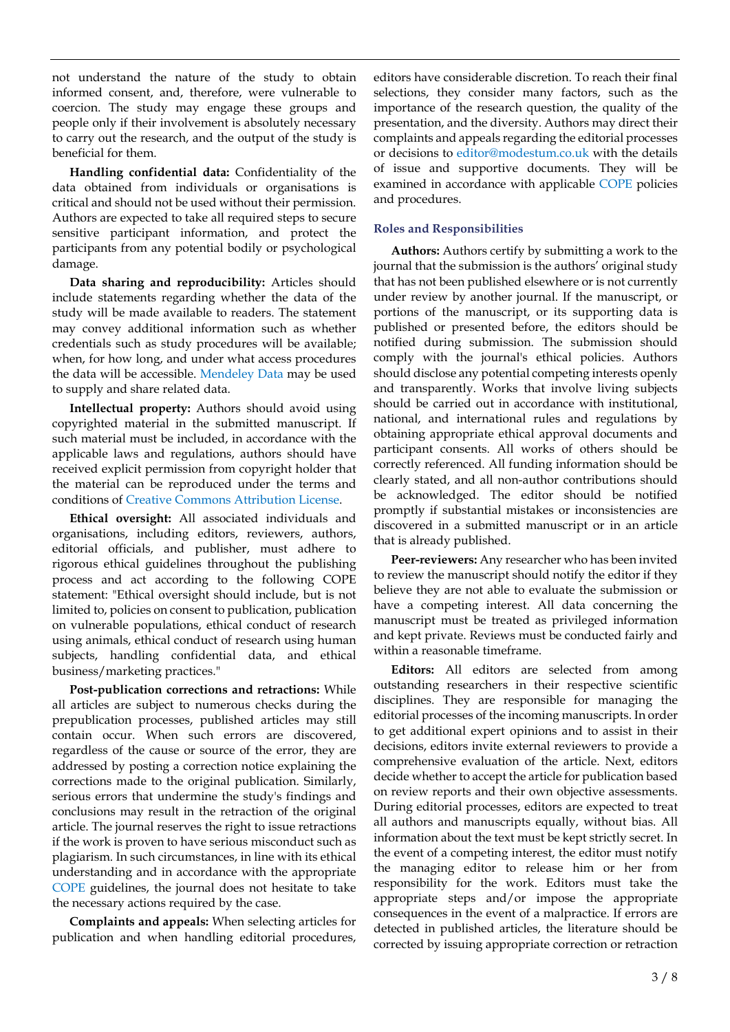not understand the nature of the study to obtain informed consent, and, therefore, were vulnerable to coercion. The study may engage these groups and people only if their involvement is absolutely necessary to carry out the research, and the output of the study is beneficial for them.

**Handling confidential data:** Confidentiality of the data obtained from individuals or organisations is critical and should not be used without their permission. Authors are expected to take all required steps to secure sensitive participant information, and protect the participants from any potential bodily or psychological damage.

**Data sharing and reproducibility:** Articles should include statements regarding whether the data of the study will be made available to readers. The statement may convey additional information such as whether credentials such as study procedures will be available; when, for how long, and under what access procedures the data will be accessible. Mendeley Data may be used to supply and share related data.

**Intellectual property:** Authors should avoid using copyrighted material in the submitted manuscript. If such material must be included, in accordance with the applicable laws and regulations, authors should have received explicit permission from copyright holder that the material can be reproduced under the terms and conditions of Creative Commons Attribution License.

**Ethical oversight:** All associated individuals and organisations, including editors, reviewers, authors, editorial officials, and publisher, must adhere to rigorous ethical guidelines throughout the publishing process and act according to the following COPE statement: "Ethical oversight should include, but is not limited to, policies on consent to publication, publication on vulnerable populations, ethical conduct of research using animals, ethical conduct of research using human subjects, handling confidential data, and ethical business/marketing practices."

**Post-publication corrections and retractions:** While all articles are subject to numerous checks during the prepublication processes, published articles may still contain occur. When such errors are discovered, regardless of the cause or source of the error, they are addressed by posting a correction notice explaining the corrections made to the original publication. Similarly, serious errors that undermine the study's findings and conclusions may result in the retraction of the original article. The journal reserves the right to issue retractions if the work is proven to have serious misconduct such as plagiarism. In such circumstances, in line with its ethical understanding and in accordance with the appropriate COPE guidelines, the journal does not hesitate to take the necessary actions required by the case.

**Complaints and appeals:** When selecting articles for publication and when handling editorial procedures, editors have considerable discretion. To reach their final selections, they consider many factors, such as the importance of the research question, the quality of the presentation, and the diversity. Authors may direct their complaints and appeals regarding the editorial processes or decisions to editor@modestum.co.uk with the details of issue and supportive documents. They will be examined in accordance with applicable COPE policies and procedures.

## Roles and Responsibilities

**Authors:** Authors certify by submitting a work to the journal that the submission is the authors' original study that has not been published elsewhere or is not currently under review by another journal. If the manuscript, or portions of the manuscript, or its supporting data is published or presented before, the editors should be notified during submission. The submission should comply with the journal's ethical policies. Authors should disclose any potential competing interests openly and transparently. Works that involve living subjects should be carried out in accordance with institutional, national, and international rules and regulations by obtaining appropriate ethical approval documents and participant consents. All works of others should be correctly referenced. All funding information should be clearly stated, and all non-author contributions should be acknowledged. The editor should be notified promptly if substantial mistakes or inconsistencies are discovered in a submitted manuscript or in an article that is already published.

**Peer-reviewers:** Any researcher who has been invited to review the manuscript should notify the editor if they believe they are not able to evaluate the submission or have a competing interest. All data concerning the manuscript must be treated as privileged information and kept private. Reviews must be conducted fairly and within a reasonable timeframe.

**Editors:** All editors are selected from among outstanding researchers in their respective scientific disciplines. They are responsible for managing the editorial processes of the incoming manuscripts. In order to get additional expert opinions and to assist in their decisions, editors invite external reviewers to provide a comprehensive evaluation of the article. Next, editors decide whether to accept the article for publication based on review reports and their own objective assessments. During editorial processes, editors are expected to treat all authors and manuscripts equally, without bias. All information about the text must be kept strictly secret. In the event of a competing interest, the editor must notify the managing editor to release him or her from responsibility for the work. Editors must take the appropriate steps and/or impose the appropriate consequences in the event of a malpractice. If errors are detected in published articles, the literature should be corrected by issuing appropriate correction or retraction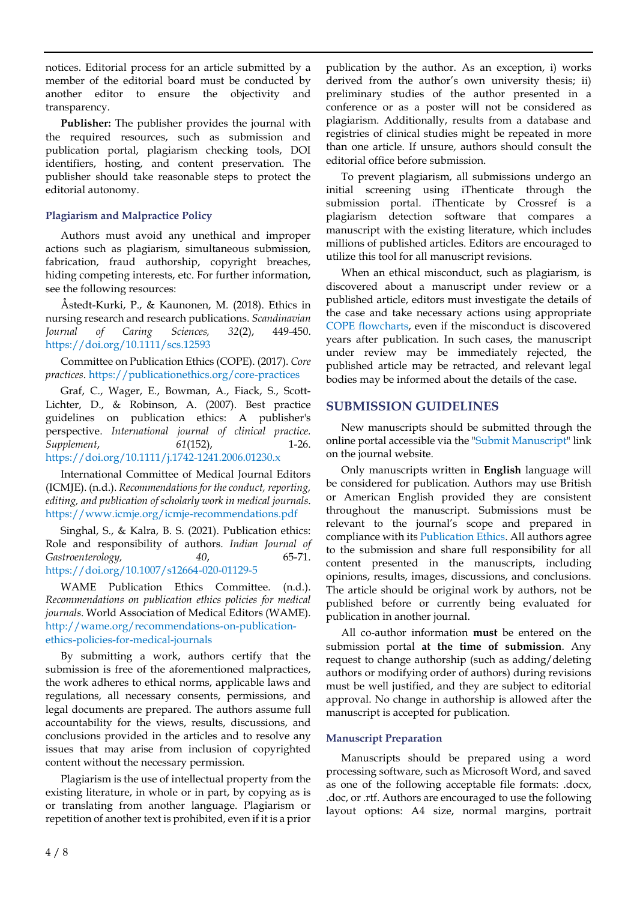notices. Editorial process for an article submitted by a member of the editorial board must be conducted by another editor to ensure the objectivity and transparency.

**Publisher:** The publisher provides the journal with the required resources, such as submission and publication portal, plagiarism checking tools, DOI identifiers, hosting, and content preservation. The publisher should take reasonable steps to protect the editorial autonomy.

### Plagiarism and Malpractice Policy

Authors must avoid any unethical and improper actions such as plagiarism, simultaneous submission, fabrication, fraud authorship, copyright breaches, hiding competing interests, etc. For further information, see the following resources:

Åstedt-Kurki, P., & Kaunonen, M. (2018). Ethics in nursing research and research publications. *Scandinavian Journal of Caring Sciences, 32*(2), 449-450. https://doi.org/10.1111/scs.12593

Committee on Publication Ethics (COPE). (2017). *Core practices*. https://publicationethics.org/core-practices

Graf, C., Wager, E., Bowman, A., Fiack, S., Scott-Lichter, D., & Robinson, A. (2007). Best practice guidelines on publication ethics: A publisher's perspective. *International journal of clinical practice. Supplement*, *61*(152), 1-26. https://doi.org/10.1111/j.1742-1241.2006.01230.x

International Committee of Medical Journal Editors (ICMJE). (n.d.). *Recommendations for the conduct, reporting, editing, and publication of scholarly work in medical journals*. https://www.icmje.org/icmje-recommendations.pdf

Singhal, S., & Kalra, B. S. (2021). Publication ethics: Role and responsibility of authors. *Indian Journal of Gastroenterology, 40*, 65-71. https://doi.org/10.1007/s12664-020-01129-5

WAME Publication Ethics Committee. (n.d.). *Recommendations on publication ethics policies for medical journals*. World Association of Medical Editors (WAME). http://wame.org/recommendations-on-publication-ethics-policies-for-medical-journals

By submitting a work, authors certify that the submission is free of the aforementioned malpractices, the work adheres to ethical norms, applicable laws and regulations, all necessary consents, permissions, and legal documents are prepared. The authors assume full accountability for the views, results, discussions, and conclusions provided in the articles and to resolve any issues that may arise from inclusion of copyrighted content without the necessary permission.

Plagiarism is the use of intellectual property from the existing literature, in whole or in part, by copying as is or translating from another language. Plagiarism or repetition of another text is prohibited, even if it is a prior publication by the author. As an exception, i) works derived from the author's own university thesis; ii) preliminary studies of the author presented in a conference or as a poster will not be considered as plagiarism. Additionally, results from a database and registries of clinical studies might be repeated in more than one article. If unsure, authors should consult the editorial office before submission.

To prevent plagiarism, all submissions undergo an initial screening using iThenticate through the submission portal. iThenticate by Crossref is a plagiarism detection software that compares a manuscript with the existing literature, which includes millions of published articles. Editors are encouraged to utilize this tool for all manuscript revisions.

When an ethical misconduct, such as plagiarism, is discovered about a manuscript under review or a published article, editors must investigate the details of the case and take necessary actions using appropriate COPE flowcharts, even if the misconduct is discovered years after publication. In such cases, the manuscript under review may be immediately rejected, the published article may be retracted, and relevant legal bodies may be informed about the details of the case.

## SUBMISSION GUIDELINES

New manuscripts should be submitted through the online portal accessible via the "Submit Manuscript" link on the journal website.

Only manuscripts written in **English** language will be considered for publication. Authors may use British or American English provided they are consistent throughout the manuscript. Submissions must be relevant to the journal's scope and prepared in compliance with its Publication Ethics. All authors agree to the submission and share full responsibility for all content presented in the manuscripts, including opinions, results, images, discussions, and conclusions. The article should be original work by authors, not be published before or currently being evaluated for publication in another journal.

All co-author information **must** be entered on the submission portal **at the time of submission**. Any request to change authorship (such as adding/deleting authors or modifying order of authors) during revisions must be well justified, and they are subject to editorial approval. No change in authorship is allowed after the manuscript is accepted for publication.

### Manuscript Preparation

Manuscripts should be prepared using a word processing software, such as Microsoft Word, and saved as one of the following acceptable file formats: .docx, .doc, or .rtf. Authors are encouraged to use the following layout options: A4 size, normal margins, portrait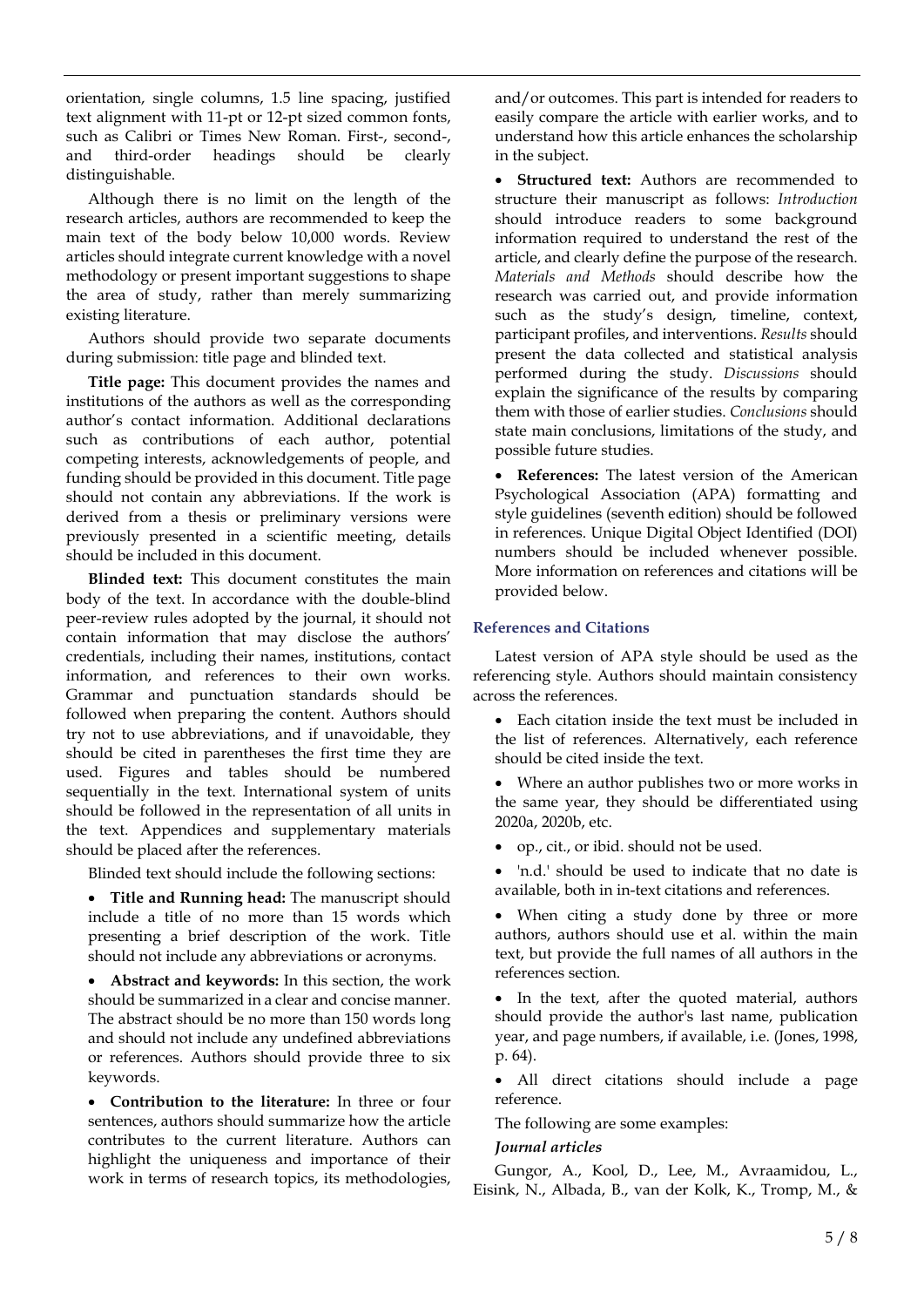orientation, single columns, 1.5 line spacing, justified text alignment with 11-pt or 12-pt sized common fonts, such as Calibri or Times New Roman. First-, second-, and third-order headings should be clearly distinguishable.

Although there is no limit on the length of the research articles, authors are recommended to keep the main text of the body below 10,000 words. Review articles should integrate current knowledge with a novel methodology or present important suggestions to shape the area of study, rather than merely summarizing existing literature.

Authors should provide two separate documents during submission: title page and blinded text.

**Title page:** This document provides the names and institutions of the authors as well as the corresponding author's contact information. Additional declarations such as contributions of each author, potential competing interests, acknowledgements of people, and funding should be provided in this document. Title page should not contain any abbreviations. If the work is derived from a thesis or preliminary versions were previously presented in a scientific meeting, details should be included in this document.

**Blinded text:** This document constitutes the main body of the text. In accordance with the double-blind peer-review rules adopted by the journal, it should not contain information that may disclose the authors' credentials, including their names, institutions, contact information, and references to their own works. Grammar and punctuation standards should be followed when preparing the content. Authors should try not to use abbreviations, and if unavoidable, they should be cited in parentheses the first time they are used. Figures and tables should be numbered sequentially in the text. International system of units should be followed in the representation of all units in the text. Appendices and supplementary materials should be placed after the references.

Blinded text should include the following sections:

- **Title and Running head:** The manuscript should include a title of no more than 15 words which presenting a brief description of the work. Title should not include any abbreviations or acronyms.
- **Abstract and keywords:** In this section, the work should be summarized in a clear and concise manner. The abstract should be no more than 150 words long and should not include any undefined abbreviations or references. Authors should provide three to six keywords.
- **Contribution to the literature:** In three or four sentences, authors should summarize how the article contributes to the current literature. Authors can highlight the uniqueness and importance of their work in terms of research topics, its methodologies, and/or outcomes. This part is intended for readers to easily compare the article with earlier works, and to understand how this article enhances the scholarship in the subject.
- **Structured text:** Authors are recommended to structure their manuscript as follows: *Introduction* should introduce readers to some background information required to understand the rest of the article, and clearly define the purpose of the research. *Materials and Methods* should describe how the research was carried out, and provide information such as the study's design, timeline, context, participant profiles, and interventions. *Results* should present the data collected and statistical analysis performed during the study. *Discussions* should explain the significance of the results by comparing them with those of earlier studies. *Conclusions* should state main conclusions, limitations of the study, and possible future studies.
- **References:** The latest version of the American Psychological Association (APA) formatting and style guidelines (seventh edition) should be followed in references. Unique Digital Object Identified (DOI) numbers should be included whenever possible. More information on references and citations will be provided below.

### References and Citations

Latest version of APA style should be used as the referencing style. Authors should maintain consistency across the references.

- Each citation inside the text must be included in the list of references. Alternatively, each reference should be cited inside the text.
- Where an author publishes two or more works in the same year, they should be differentiated using 2020a, 2020b, etc.
- op., cit., or ibid. should not be used.
- 'n.d.' should be used to indicate that no date is available, both in in-text citations and references.
- When citing a study done by three or more authors, authors should use et al. within the main text, but provide the full names of all authors in the references section.
- In the text, after the quoted material, authors should provide the author's last name, publication year, and page numbers, if available, i.e. (Jones, 1998, p. 64).
- All direct citations should include a page reference.

The following are some examples:

#### *Journal articles*

Gungor, A., Kool, D., Lee, M., Avraamidou, L., Eisink, N., Albada, B., van der Kolk, K., Tromp, M., &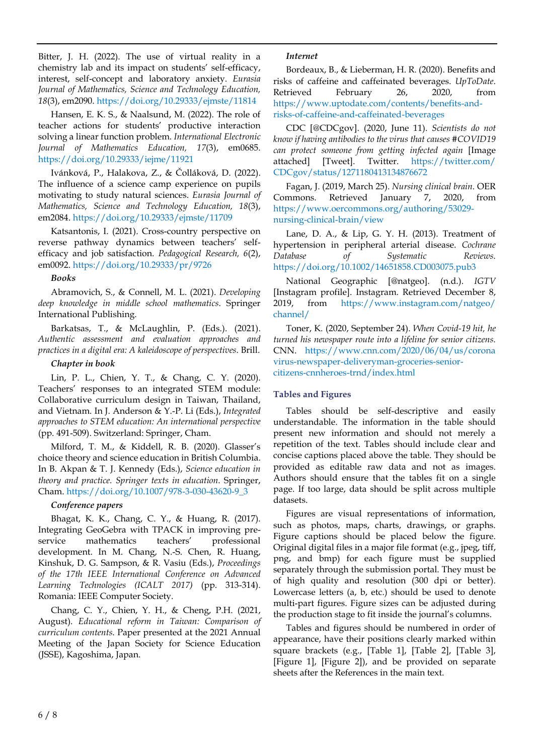Bitter, J. H. (2022). The use of virtual reality in a chemistry lab and its impact on students' self-efficacy, interest, self-concept and laboratory anxiety. *Eurasia Journal of Mathematics, Science and Technology Education, 18*(3), em2090. https://doi.org/10.29333/ejmste/11814

Hansen, E. K. S., & Naalsund, M. (2022). The role of teacher actions for students' productive interaction solving a linear function problem. *International Electronic Journal of Mathematics Education, 17*(3), em0685. https://doi.org/10.29333/iejme/11921

Ivánková, P., Halakova, Z., & Čolláková, D. (2022). The influence of a science camp experience on pupils motivating to study natural sciences. *Eurasia Journal of Mathematics, Science and Technology Education, 18*(3), em2084. https://doi.org/10.29333/ejmste/11709

Katsantonis, I. (2021). Cross-country perspective on reverse pathway dynamics between teachers' self-efficacy and job satisfaction. *Pedagogical Research, 6*(2), em0092. https://doi.org/10.29333/pr/9726

***Books***

Abramovich, S., & Connell, M. L. (2021). *Developing deep knowledge in middle school mathematics*. Springer International Publishing.

Barkatsas, T., & McLaughlin, P. (Eds.). (2021). *Authentic assessment and evaluation approaches and practices in a digital era: A kaleidoscope of perspectives*. Brill.

***Chapter in book***

Lin, P. L., Chien, Y. T., & Chang, C. Y. (2020). Teachers' responses to an integrated STEM module: Collaborative curriculum design in Taiwan, Thailand, and Vietnam. In J. Anderson & Y.-P. Li (Eds.), *Integrated approaches to STEM education: An international perspective* (pp. 491-509). Switzerland: Springer, Cham.

Milford, T. M., & Kiddell, R. B. (2020). Glasser's choice theory and science education in British Columbia. In B. Akpan & T. J. Kennedy (Eds.), *Science education in theory and practice. Springer texts in education*. Springer, Cham. https://doi.org/10.1007/978-3-030-43620-9_3

***Conference papers***

Bhagat, K. K., Chang, C. Y., & Huang, R. (2017). Integrating GeoGebra with TPACK in improving pre-service mathematics teachers' professional development. In M. Chang, N.-S. Chen, R. Huang, Kinshuk, D. G. Sampson, & R. Vasiu (Eds.), *Proceedings of the 17th IEEE International Conference on Advanced Learning Technologies (ICALT 2017)* (pp. 313-314). Romania: IEEE Computer Society.

Chang, C. Y., Chien, Y. H., & Cheng, P.H. (2021, August). *Educational reform in Taiwan: Comparison of curriculum contents*. Paper presented at the 2021 Annual Meeting of the Japan Society for Science Education (JSSE), Kagoshima, Japan.

***Internet***

Bordeaux, B., & Lieberman, H. R. (2020). Benefits and risks of caffeine and caffeinated beverages. *UpToDate*. Retrieved February 26, 2020, from https://www.uptodate.com/contents/benefits-and-risks-of-caffeine-and-caffeinated-beverages

CDC [@CDCgov]. (2020, June 11). *Scientists do not know if having antibodies to the virus that causes #COVID19 can protect someone from getting infected again* [Image attached] [Tweet]. Twitter. https://twitter.com/CDCgov/status/1271180413134876672

Fagan, J. (2019, March 25). *Nursing clinical brain*. OER Commons. Retrieved January 7, 2020, from https://www.oercommons.org/authoring/53029-nursing-clinical-brain/view

Lane, D. A., & Lip, G. Y. H. (2013). Treatment of hypertension in peripheral arterial disease. *Cochrane Database of Systematic Reviews*. https://doi.org/10.1002/14651858.CD003075.pub3

National Geographic [@natgeo]. (n.d.). *IGTV* [Instagram profile]. Instagram. Retrieved December 8, 2019, from https://www.instagram.com/natgeo/channel/

Toner, K. (2020, September 24). *When Covid-19 hit, he turned his newspaper route into a lifeline for senior citizens*. CNN. https://www.cnn.com/2020/06/04/us/coronavirus-newspaper-deliveryman-groceries-senior-citizens-cnnheroes-trnd/index.html

## Tables and Figures

Tables should be self-descriptive and easily understandable. The information in the table should present new information and should not merely a repetition of the text. Tables should include clear and concise captions placed above the table. They should be provided as editable raw data and not as images. Authors should ensure that the tables fit on a single page. If too large, data should be split across multiple datasets.

Figures are visual representations of information, such as photos, maps, charts, drawings, or graphs. Figure captions should be placed below the figure. Original digital files in a major file format (e.g., jpeg, tiff, png, and bmp) for each figure must be supplied separately through the submission portal. They must be of high quality and resolution (300 dpi or better). Lowercase letters (a, b, etc.) should be used to denote multi-part figures. Figure sizes can be adjusted during the production stage to fit inside the journal's columns.

Tables and figures should be numbered in order of appearance, have their positions clearly marked within square brackets (e.g., [Table 1], [Table 2], [Table 3], [Figure 1], [Figure 2]), and be provided on separate sheets after the References in the main text.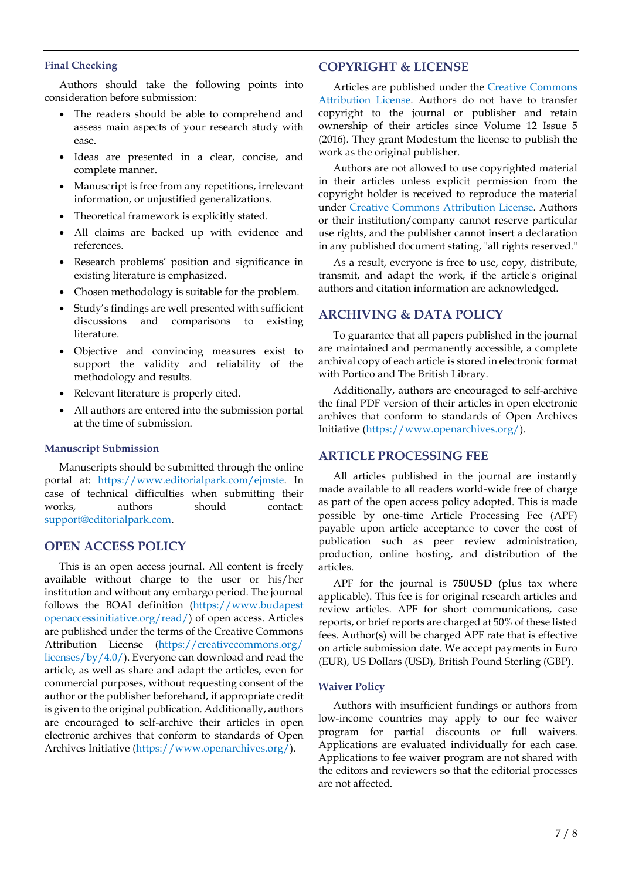### Final Checking

Authors should take the following points into consideration before submission:

- The readers should be able to comprehend and assess main aspects of your research study with ease.
- Ideas are presented in a clear, concise, and complete manner.
- Manuscript is free from any repetitions, irrelevant information, or unjustified generalizations.
- Theoretical framework is explicitly stated.
- All claims are backed up with evidence and references.
- Research problems' position and significance in existing literature is emphasized.
- Chosen methodology is suitable for the problem.
- Study's findings are well presented with sufficient discussions and comparisons to existing literature.
- Objective and convincing measures exist to support the validity and reliability of the methodology and results.
- Relevant literature is properly cited.
- All authors are entered into the submission portal at the time of submission.

### Manuscript Submission

Manuscripts should be submitted through the online portal at: https://www.editorialpark.com/ejmste. In case of technical difficulties when submitting their works, authors should contact: support@editorialpark.com.

## OPEN ACCESS POLICY

This is an open access journal. All content is freely available without charge to the user or his/her institution and without any embargo period. The journal follows the BOAI definition (https://www.budapestopenaccessinitiative.org/read/) of open access. Articles are published under the terms of the Creative Commons Attribution License (https://creativecommons.org/licenses/by/4.0/). Everyone can download and read the article, as well as share and adapt the articles, even for commercial purposes, without requesting consent of the author or the publisher beforehand, if appropriate credit is given to the original publication. Additionally, authors are encouraged to self-archive their articles in open electronic archives that conform to standards of Open Archives Initiative (https://www.openarchives.org/).

## COPYRIGHT & LICENSE

Articles are published under the Creative Commons Attribution License. Authors do not have to transfer copyright to the journal or publisher and retain ownership of their articles since Volume 12 Issue 5 (2016). They grant Modestum the license to publish the work as the original publisher.

Authors are not allowed to use copyrighted material in their articles unless explicit permission from the copyright holder is received to reproduce the material under Creative Commons Attribution License. Authors or their institution/company cannot reserve particular use rights, and the publisher cannot insert a declaration in any published document stating, "all rights reserved."

As a result, everyone is free to use, copy, distribute, transmit, and adapt the work, if the article's original authors and citation information are acknowledged.

## ARCHIVING & DATA POLICY

To guarantee that all papers published in the journal are maintained and permanently accessible, a complete archival copy of each article is stored in electronic format with Portico and The British Library.

Additionally, authors are encouraged to self-archive the final PDF version of their articles in open electronic archives that conform to standards of Open Archives Initiative (https://www.openarchives.org/).

## ARTICLE PROCESSING FEE

All articles published in the journal are instantly made available to all readers world-wide free of charge as part of the open access policy adopted. This is made possible by one-time Article Processing Fee (APF) payable upon article acceptance to cover the cost of publication such as peer review administration, production, online hosting, and distribution of the articles.

APF for the journal is **750USD** (plus tax where applicable). This fee is for original research articles and review articles. APF for short communications, case reports, or brief reports are charged at 50% of these listed fees. Author(s) will be charged APF rate that is effective on article submission date. We accept payments in Euro (EUR), US Dollars (USD), British Pound Sterling (GBP).

### Waiver Policy

Authors with insufficient fundings or authors from low-income countries may apply to our fee waiver program for partial discounts or full waivers. Applications are evaluated individually for each case. Applications to fee waiver program are not shared with the editors and reviewers so that the editorial processes are not affected.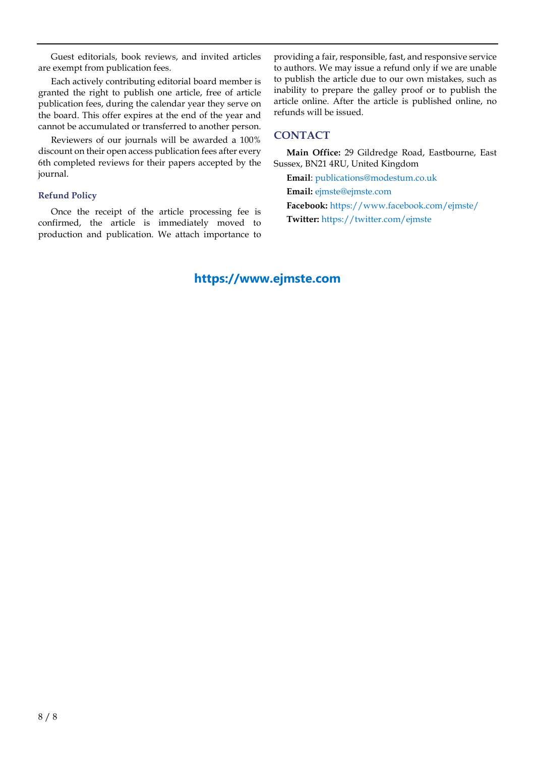Guest editorials, book reviews, and invited articles are exempt from publication fees.

Each actively contributing editorial board member is granted the right to publish one article, free of article publication fees, during the calendar year they serve on the board. This offer expires at the end of the year and cannot be accumulated or transferred to another person.

Reviewers of our journals will be awarded a 100% discount on their open access publication fees after every 6th completed reviews for their papers accepted by the journal.

### Refund Policy

Once the receipt of the article processing fee is confirmed, the article is immediately moved to production and publication. We attach importance to providing a fair, responsible, fast, and responsive service to authors. We may issue a refund only if we are unable to publish the article due to our own mistakes, such as inability to prepare the galley proof or to publish the article online. After the article is published online, no refunds will be issued.

## CONTACT

**Main Office:** 29 Gildredge Road, Eastbourne, East Sussex, BN21 4RU, United Kingdom

**Email**: publications@modestum.co.uk

**Email:** ejmste@ejmste.com

**Facebook:** https://www.facebook.com/ejmste/

**Twitter:** https://twitter.com/ejmste

**https://www.ejmste.com**